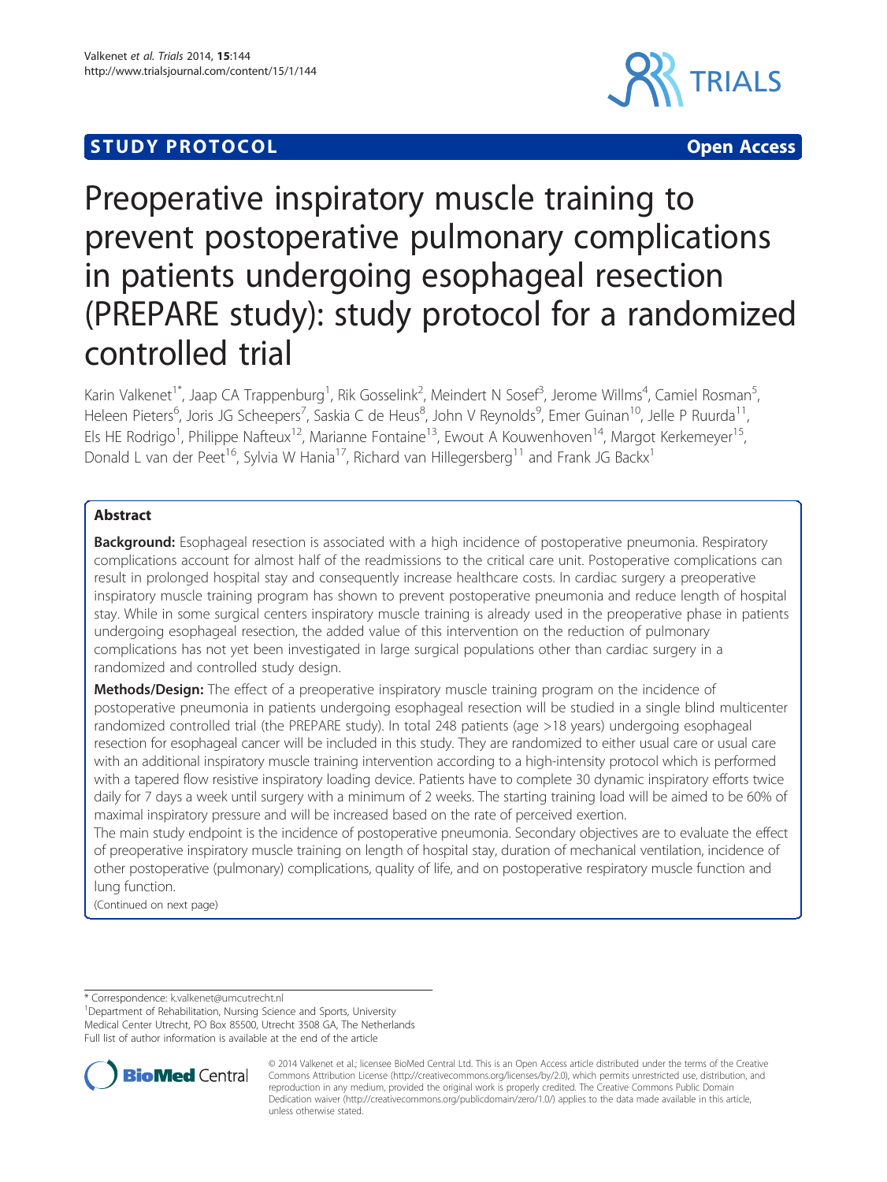STUDY PROTOCOL Open Access

# Preoperative inspiratory muscle training to prevent postoperative pulmonary complications in patients undergoing esophageal resection (PREPARE study): study protocol for a randomized controlled trial

Karin Valkenet[1*], Jaap CA Trappenburg[1], Rik Gosselink[2], Meindert N Sosef[3], Jerome Willms[4], Camiel Rosman[5], Heleen Pieters[6], Joris JG Scheepers[7], Saskia C de Heus[8], John V Reynolds[9], Emer Guinan[10], Jelle P Ruurda[11], Els HE Rodrigo[1], Philippe Nafteux[12], Marianne Fontaine[13], Ewout A Kouwenhoven[14], Margot Kerkemeyer[15], Donald L van der Peet[16], Sylvia W Hania[17], Richard van Hillegersberg[11] and Frank JG Backx[1]

## Abstract

**Background:** Esophageal resection is associated with a high incidence of postoperative pneumonia. Respiratory complications account for almost half of the readmissions to the critical care unit. Postoperative complications can result in prolonged hospital stay and consequently increase healthcare costs. In cardiac surgery a preoperative inspiratory muscle training program has shown to prevent postoperative pneumonia and reduce length of hospital stay. While in some surgical centers inspiratory muscle training is already used in the preoperative phase in patients undergoing esophageal resection, the added value of this intervention on the reduction of pulmonary complications has not yet been investigated in large surgical populations other than cardiac surgery in a randomized and controlled study design.

**Methods/Design:** The effect of a preoperative inspiratory muscle training program on the incidence of postoperative pneumonia in patients undergoing esophageal resection will be studied in a single blind multicenter randomized controlled trial (the PREPARE study). In total 248 patients (age >18 years) undergoing esophageal resection for esophageal cancer will be included in this study. They are randomized to either usual care or usual care with an additional inspiratory muscle training intervention according to a high-intensity protocol which is performed with a tapered flow resistive inspiratory loading device. Patients have to complete 30 dynamic inspiratory efforts twice daily for 7 days a week until surgery with a minimum of 2 weeks. The starting training load will be aimed to be 60% of maximal inspiratory pressure and will be increased based on the rate of perceived exertion.

The main study endpoint is the incidence of postoperative pneumonia. Secondary objectives are to evaluate the effect of preoperative inspiratory muscle training on length of hospital stay, duration of mechanical ventilation, incidence of other postoperative (pulmonary) complications, quality of life, and on postoperative respiratory muscle function and lung function.

(Continued on next page)

* Correspondence: k.valkenet@umcutrecht.nl

[1]Department of Rehabilitation, Nursing Science and Sports, University Medical Center Utrecht, PO Box 85500, Utrecht 3508 GA, The Netherlands

Full list of author information is available at the end of the article

© 2014 Valkenet et al.; licensee BioMed Central Ltd. This is an Open Access article distributed under the terms of the Creative Commons Attribution License (http://creativecommons.org/licenses/by/2.0), which permits unrestricted use, distribution, and reproduction in any medium, provided the original work is properly credited. The Creative Commons Public Domain Dedication waiver (http://creativecommons.org/publicdomain/zero/1.0/) applies to the data made available in this article, unless otherwise stated.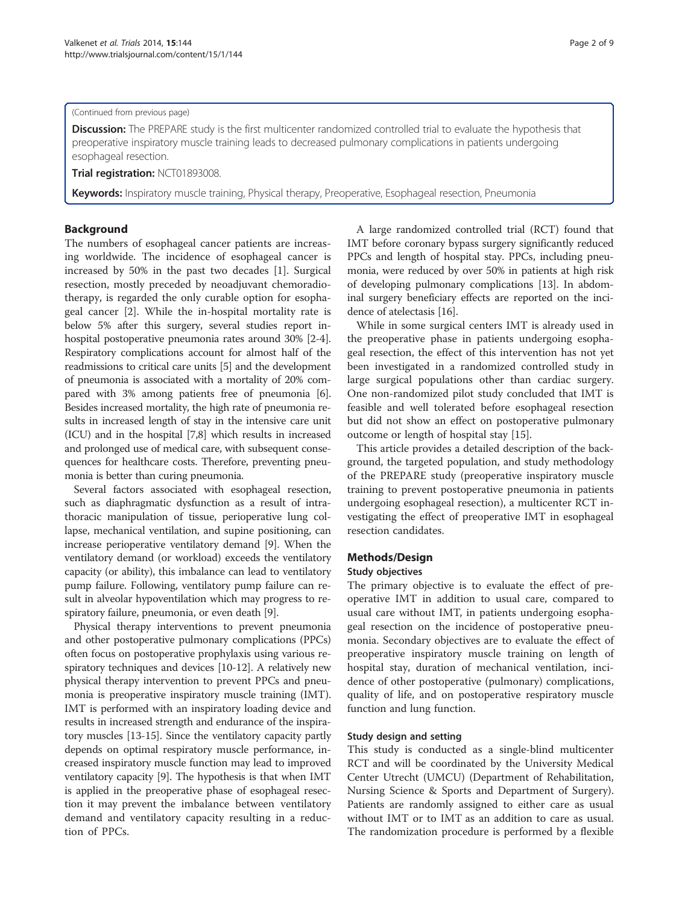(Continued from previous page)

**Discussion:** The PREPARE study is the first multicenter randomized controlled trial to evaluate the hypothesis that preoperative inspiratory muscle training leads to decreased pulmonary complications in patients undergoing esophageal resection.

**Trial registration:** NCT01893008.

**Keywords:** Inspiratory muscle training, Physical therapy, Preoperative, Esophageal resection, Pneumonia

## Background

The numbers of esophageal cancer patients are increasing worldwide. The incidence of esophageal cancer is increased by 50% in the past two decades [1]. Surgical resection, mostly preceded by neoadjuvant chemoradiotherapy, is regarded the only curable option for esophageal cancer [2]. While the in-hospital mortality rate is below 5% after this surgery, several studies report inhospital postoperative pneumonia rates around 30% [2-4]. Respiratory complications account for almost half of the readmissions to critical care units [5] and the development of pneumonia is associated with a mortality of 20% compared with 3% among patients free of pneumonia [6]. Besides increased mortality, the high rate of pneumonia results in increased length of stay in the intensive care unit (ICU) and in the hospital [7,8] which results in increased and prolonged use of medical care, with subsequent consequences for healthcare costs. Therefore, preventing pneumonia is better than curing pneumonia.

Several factors associated with esophageal resection, such as diaphragmatic dysfunction as a result of intrathoracic manipulation of tissue, perioperative lung collapse, mechanical ventilation, and supine positioning, can increase perioperative ventilatory demand [9]. When the ventilatory demand (or workload) exceeds the ventilatory capacity (or ability), this imbalance can lead to ventilatory pump failure. Following, ventilatory pump failure can result in alveolar hypoventilation which may progress to respiratory failure, pneumonia, or even death [9].

Physical therapy interventions to prevent pneumonia and other postoperative pulmonary complications (PPCs) often focus on postoperative prophylaxis using various respiratory techniques and devices [10-12]. A relatively new physical therapy intervention to prevent PPCs and pneumonia is preoperative inspiratory muscle training (IMT). IMT is performed with an inspiratory loading device and results in increased strength and endurance of the inspiratory muscles [13-15]. Since the ventilatory capacity partly depends on optimal respiratory muscle performance, increased inspiratory muscle function may lead to improved ventilatory capacity [9]. The hypothesis is that when IMT is applied in the preoperative phase of esophageal resection it may prevent the imbalance between ventilatory demand and ventilatory capacity resulting in a reduction of PPCs.

A large randomized controlled trial (RCT) found that IMT before coronary bypass surgery significantly reduced PPCs and length of hospital stay. PPCs, including pneumonia, were reduced by over 50% in patients at high risk of developing pulmonary complications [13]. In abdominal surgery beneficiary effects are reported on the incidence of atelectasis [16].

While in some surgical centers IMT is already used in the preoperative phase in patients undergoing esophageal resection, the effect of this intervention has not yet been investigated in a randomized controlled study in large surgical populations other than cardiac surgery. One non-randomized pilot study concluded that IMT is feasible and well tolerated before esophageal resection but did not show an effect on postoperative pulmonary outcome or length of hospital stay [15].

This article provides a detailed description of the background, the targeted population, and study methodology of the PREPARE study (preoperative inspiratory muscle training to prevent postoperative pneumonia in patients undergoing esophageal resection), a multicenter RCT investigating the effect of preoperative IMT in esophageal resection candidates.

## Methods/Design

### Study objectives

The primary objective is to evaluate the effect of preoperative IMT in addition to usual care, compared to usual care without IMT, in patients undergoing esophageal resection on the incidence of postoperative pneumonia. Secondary objectives are to evaluate the effect of preoperative inspiratory muscle training on length of hospital stay, duration of mechanical ventilation, incidence of other postoperative (pulmonary) complications, quality of life, and on postoperative respiratory muscle function and lung function.

### Study design and setting

This study is conducted as a single-blind multicenter RCT and will be coordinated by the University Medical Center Utrecht (UMCU) (Department of Rehabilitation, Nursing Science & Sports and Department of Surgery). Patients are randomly assigned to either care as usual without IMT or to IMT as an addition to care as usual. The randomization procedure is performed by a flexible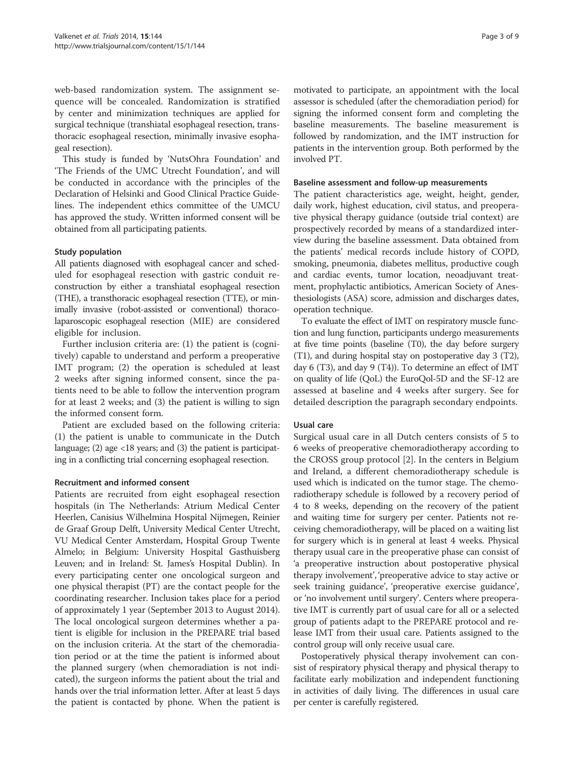web-based randomization system. The assignment sequence will be concealed. Randomization is stratified by center and minimization techniques are applied for surgical technique (transhiatal esophageal resection, transthoracic esophageal resection, minimally invasive esophageal resection).

This study is funded by 'NutsOhra Foundation' and 'The Friends of the UMC Utrecht Foundation', and will be conducted in accordance with the principles of the Declaration of Helsinki and Good Clinical Practice Guidelines. The independent ethics committee of the UMCU has approved the study. Written informed consent will be obtained from all participating patients.

### Study population

All patients diagnosed with esophageal cancer and scheduled for esophageal resection with gastric conduit reconstruction by either a transhiatal esophageal resection (THE), a transthoracic esophageal resection (TTE), or minimally invasive (robot-assisted or conventional) thoracolaparoscopic esophageal resection (MIE) are considered eligible for inclusion.

Further inclusion criteria are: (1) the patient is (cognitively) capable to understand and perform a preoperative IMT program; (2) the operation is scheduled at least 2 weeks after signing informed consent, since the patients need to be able to follow the intervention program for at least 2 weeks; and (3) the patient is willing to sign the informed consent form.

Patient are excluded based on the following criteria: (1) the patient is unable to communicate in the Dutch language; (2) age <18 years; and (3) the patient is participating in a conflicting trial concerning esophageal resection.

### Recruitment and informed consent

Patients are recruited from eight esophageal resection hospitals (in The Netherlands: Atrium Medical Center Heerlen, Canisius Wilhelmina Hospital Nijmegen, Reinier de Graaf Group Delft, University Medical Center Utrecht, VU Medical Center Amsterdam, Hospital Group Twente Almelo; in Belgium: University Hospital Gasthuisberg Leuven; and in Ireland: St. James's Hospital Dublin). In every participating center one oncological surgeon and one physical therapist (PT) are the contact people for the coordinating researcher. Inclusion takes place for a period of approximately 1 year (September 2013 to August 2014). The local oncological surgeon determines whether a patient is eligible for inclusion in the PREPARE trial based on the inclusion criteria. At the start of the chemoradiation period or at the time the patient is informed about the planned surgery (when chemoradiation is not indicated), the surgeon informs the patient about the trial and hands over the trial information letter. After at least 5 days the patient is contacted by phone. When the patient is motivated to participate, an appointment with the local assessor is scheduled (after the chemoradiation period) for signing the informed consent form and completing the baseline measurements. The baseline measurement is followed by randomization, and the IMT instruction for patients in the intervention group. Both performed by the involved PT.

### Baseline assessment and follow-up measurements

The patient characteristics age, weight, height, gender, daily work, highest education, civil status, and preoperative physical therapy guidance (outside trial context) are prospectively recorded by means of a standardized interview during the baseline assessment. Data obtained from the patients' medical records include history of COPD, smoking, pneumonia, diabetes mellitus, productive cough and cardiac events, tumor location, neoadjuvant treatment, prophylactic antibiotics, American Society of Anesthesiologists (ASA) score, admission and discharges dates, operation technique.

To evaluate the effect of IMT on respiratory muscle function and lung function, participants undergo measurements at five time points (baseline (T0), the day before surgery (T1), and during hospital stay on postoperative day 3 (T2), day 6 (T3), and day 9 (T4)). To determine an effect of IMT on quality of life (QoL) the EuroQol-5D and the SF-12 are assessed at baseline and 4 weeks after surgery. See for detailed description the paragraph secondary endpoints.

### Usual care

Surgical usual care in all Dutch centers consists of 5 to 6 weeks of preoperative chemoradiotherapy according to the CROSS group protocol [2]. In the centers in Belgium and Ireland, a different chemoradiotherapy schedule is used which is indicated on the tumor stage. The chemoradiotherapy schedule is followed by a recovery period of 4 to 8 weeks, depending on the recovery of the patient and waiting time for surgery per center. Patients not receiving chemoradiotherapy, will be placed on a waiting list for surgery which is in general at least 4 weeks. Physical therapy usual care in the preoperative phase can consist of 'a preoperative instruction about postoperative physical therapy involvement', 'preoperative advice to stay active or seek training guidance', 'preoperative exercise guidance', or 'no involvement until surgery'. Centers where preoperative IMT is currently part of usual care for all or a selected group of patients adapt to the PREPARE protocol and release IMT from their usual care. Patients assigned to the control group will only receive usual care.

Postoperatively physical therapy involvement can consist of respiratory physical therapy and physical therapy to facilitate early mobilization and independent functioning in activities of daily living. The differences in usual care per center is carefully registered.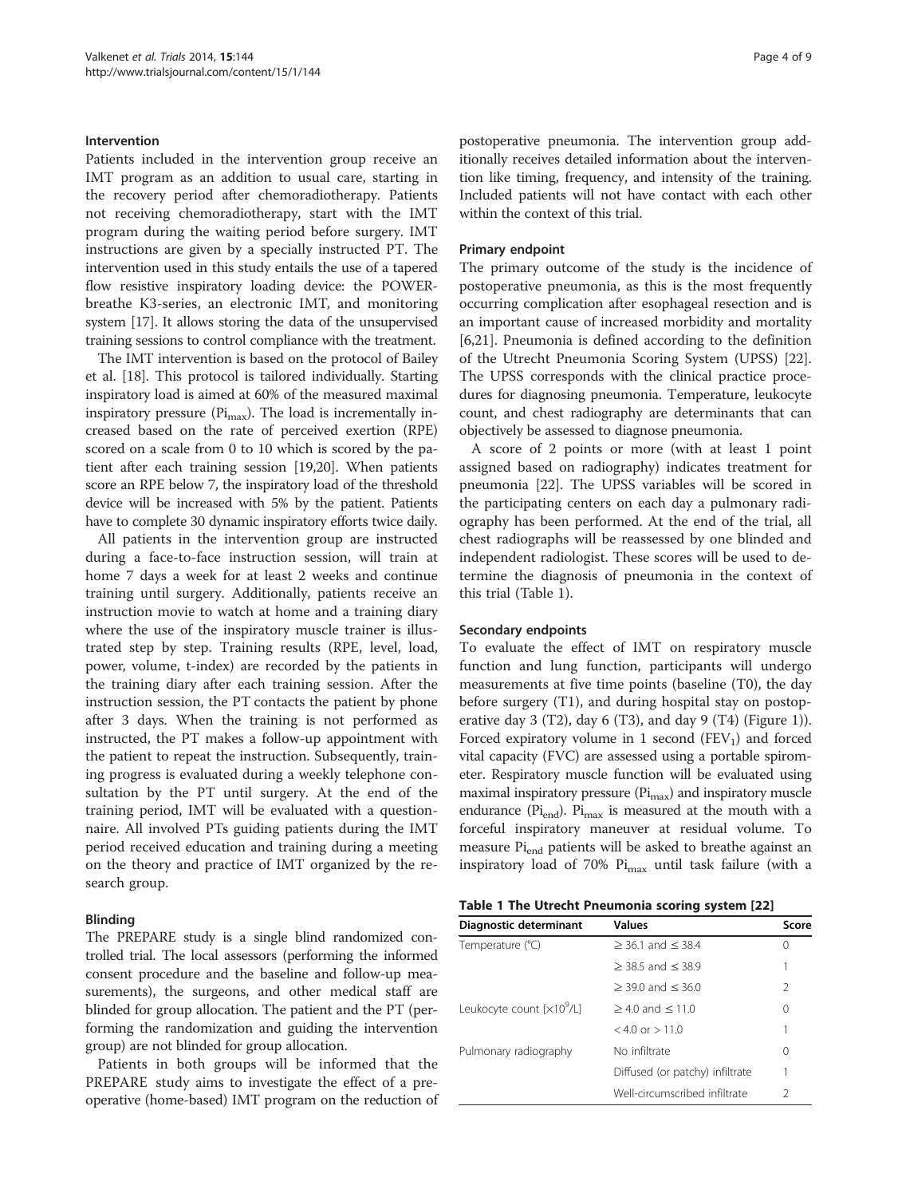#### Intervention

Patients included in the intervention group receive an IMT program as an addition to usual care, starting in the recovery period after chemoradiotherapy. Patients not receiving chemoradiotherapy, start with the IMT program during the waiting period before surgery. IMT instructions are given by a specially instructed PT. The intervention used in this study entails the use of a tapered flow resistive inspiratory loading device: the POWERbreathe K3-series, an electronic IMT, and monitoring system [17]. It allows storing the data of the unsupervised training sessions to control compliance with the treatment.

The IMT intervention is based on the protocol of Bailey et al. [18]. This protocol is tailored individually. Starting inspiratory load is aimed at 60% of the measured maximal inspiratory pressure ($Pi_{max}$). The load is incrementally increased based on the rate of perceived exertion (RPE) scored on a scale from 0 to 10 which is scored by the patient after each training session [19,20]. When patients score an RPE below 7, the inspiratory load of the threshold device will be increased with 5% by the patient. Patients have to complete 30 dynamic inspiratory efforts twice daily.

All patients in the intervention group are instructed during a face-to-face instruction session, will train at home 7 days a week for at least 2 weeks and continue training until surgery. Additionally, patients receive an instruction movie to watch at home and a training diary where the use of the inspiratory muscle trainer is illustrated step by step. Training results (RPE, level, load, power, volume, t-index) are recorded by the patients in the training diary after each training session. After the instruction session, the PT contacts the patient by phone after 3 days. When the training is not performed as instructed, the PT makes a follow-up appointment with the patient to repeat the instruction. Subsequently, training progress is evaluated during a weekly telephone consultation by the PT until surgery. At the end of the training period, IMT will be evaluated with a questionnaire. All involved PTs guiding patients during the IMT period received education and training during a meeting on the theory and practice of IMT organized by the research group.

#### Blinding

The PREPARE study is a single blind randomized controlled trial. The local assessors (performing the informed consent procedure and the baseline and follow-up measurements), the surgeons, and other medical staff are blinded for group allocation. The patient and the PT (performing the randomization and guiding the intervention group) are not blinded for group allocation.

Patients in both groups will be informed that the PREPARE study aims to investigate the effect of a preoperative (home-based) IMT program on the reduction of postoperative pneumonia. The intervention group additionally receives detailed information about the intervention like timing, frequency, and intensity of the training. Included patients will not have contact with each other within the context of this trial.

#### Primary endpoint

The primary outcome of the study is the incidence of postoperative pneumonia, as this is the most frequently occurring complication after esophageal resection and is an important cause of increased morbidity and mortality [6,21]. Pneumonia is defined according to the definition of the Utrecht Pneumonia Scoring System (UPSS) [22]. The UPSS corresponds with the clinical practice procedures for diagnosing pneumonia. Temperature, leukocyte count, and chest radiography are determinants that can objectively be assessed to diagnose pneumonia.

A score of 2 points or more (with at least 1 point assigned based on radiography) indicates treatment for pneumonia [22]. The UPSS variables will be scored in the participating centers on each day a pulmonary radiography has been performed. At the end of the trial, all chest radiographs will be reassessed by one blinded and independent radiologist. These scores will be used to determine the diagnosis of pneumonia in the context of this trial (Table 1).

#### Secondary endpoints

To evaluate the effect of IMT on respiratory muscle function and lung function, participants will undergo measurements at five time points (baseline (T0), the day before surgery (T1), and during hospital stay on postoperative day 3 (T2), day 6 (T3), and day 9 (T4) (Figure 1)). Forced expiratory volume in 1 second ($FEV_1$) and forced vital capacity (FVC) are assessed using a portable spirometer. Respiratory muscle function will be evaluated using maximal inspiratory pressure ($Pi_{max}$) and inspiratory muscle endurance ($Pi_{end}$). $Pi_{max}$ is measured at the mouth with a forceful inspiratory maneuver at residual volume. To measure $Pi_{end}$ patients will be asked to breathe against an inspiratory load of 70% $Pi_{max}$ until task failure (with a

**Table 1 The Utrecht Pneumonia scoring system [22]**

| Diagnostic determinant | Values | Score |
|---|---|---|
| Temperature (°C) | ≥ 36.1 and ≤ 38.4 | 0 |
| | ≥ 38.5 and ≤ 38.9 | 1 |
| | ≥ 39.0 and ≤ 36.0 | 2 |
| Leukocyte count [$\times 10^9$/L] | ≥ 4.0 and ≤ 11.0 | 0 |
| | < 4.0 or > 11.0 | 1 |
| Pulmonary radiography | No infiltrate | 0 |
| | Diffused (or patchy) infiltrate | 1 |
| | Well-circumscribed infiltrate | 2 |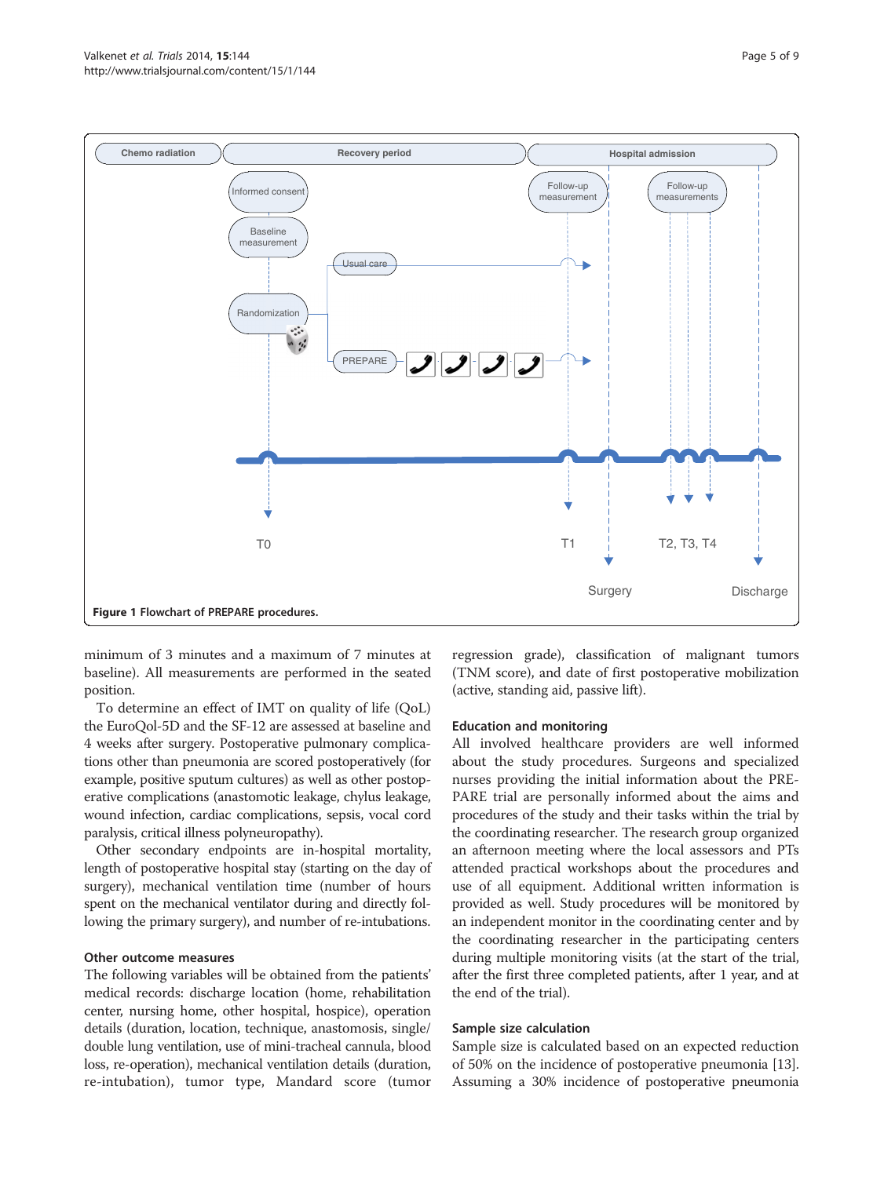**Figure 1 Flowchart of PREPARE procedures.**

minimum of 3 minutes and a maximum of 7 minutes at baseline). All measurements are performed in the seated position.

To determine an effect of IMT on quality of life (QoL) the EuroQol-5D and the SF-12 are assessed at baseline and 4 weeks after surgery. Postoperative pulmonary complications other than pneumonia are scored postoperatively (for example, positive sputum cultures) as well as other postoperative complications (anastomotic leakage, chylus leakage, wound infection, cardiac complications, sepsis, vocal cord paralysis, critical illness polyneuropathy).

Other secondary endpoints are in-hospital mortality, length of postoperative hospital stay (starting on the day of surgery), mechanical ventilation time (number of hours spent on the mechanical ventilator during and directly following the primary surgery), and number of re-intubations.

### Other outcome measures

The following variables will be obtained from the patients' medical records: discharge location (home, rehabilitation center, nursing home, other hospital, hospice), operation details (duration, location, technique, anastomosis, single/double lung ventilation, use of mini-tracheal cannula, blood loss, re-operation), mechanical ventilation details (duration, re-intubation), tumor type, Mandard score (tumor regression grade), classification of malignant tumors (TNM score), and date of first postoperative mobilization (active, standing aid, passive lift).

### Education and monitoring

All involved healthcare providers are well informed about the study procedures. Surgeons and specialized nurses providing the initial information about the PREPARE trial are personally informed about the aims and procedures of the study and their tasks within the trial by the coordinating researcher. The research group organized an afternoon meeting where the local assessors and PTs attended practical workshops about the procedures and use of all equipment. Additional written information is provided as well. Study procedures will be monitored by an independent monitor in the coordinating center and by the coordinating researcher in the participating centers during multiple monitoring visits (at the start of the trial, after the first three completed patients, after 1 year, and at the end of the trial).

### Sample size calculation

Sample size is calculated based on an expected reduction of 50% on the incidence of postoperative pneumonia [13]. Assuming a 30% incidence of postoperative pneumonia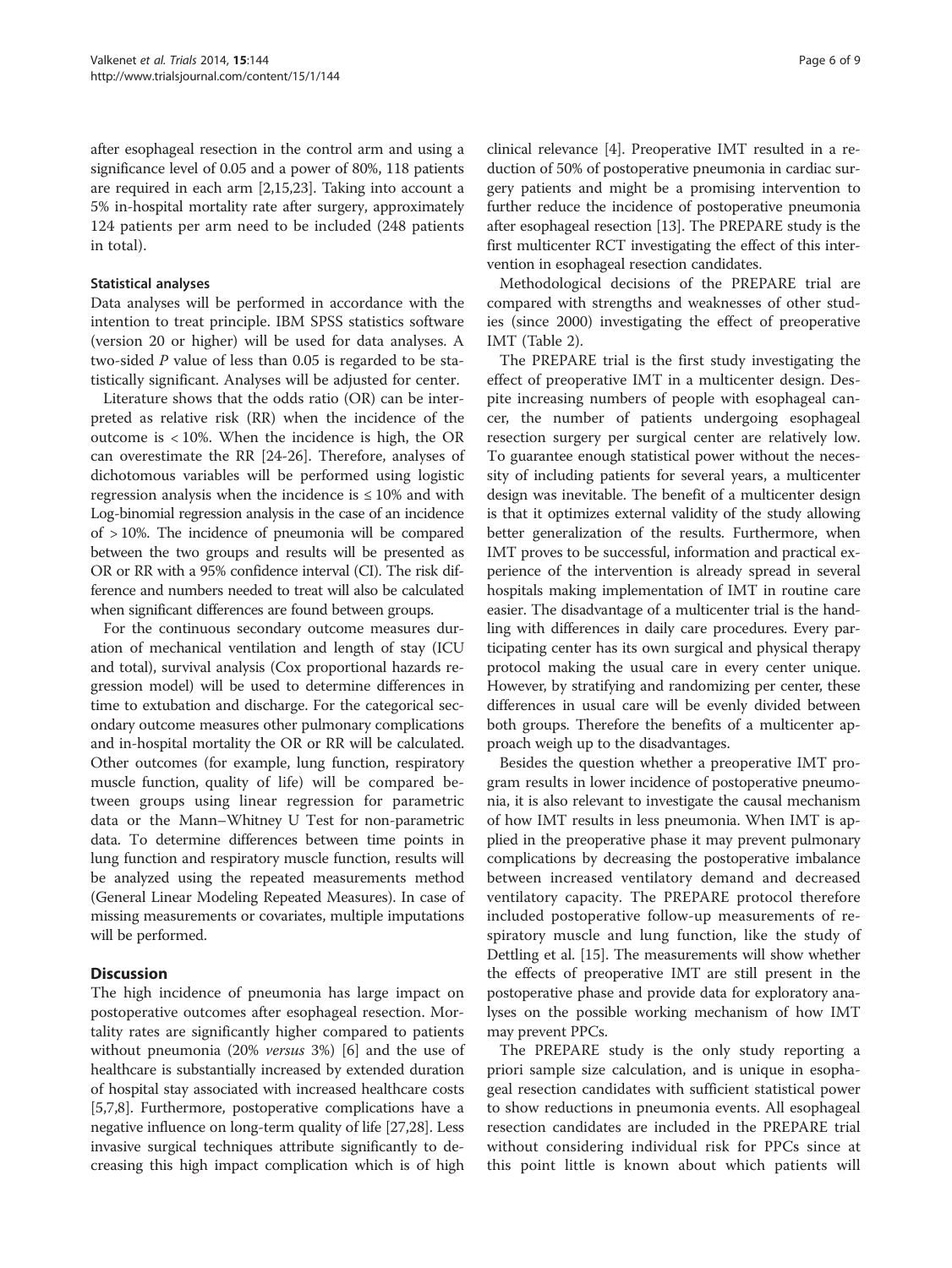after esophageal resection in the control arm and using a significance level of 0.05 and a power of 80%, 118 patients are required in each arm [2,15,23]. Taking into account a 5% in-hospital mortality rate after surgery, approximately 124 patients per arm need to be included (248 patients in total).

### Statistical analyses

Data analyses will be performed in accordance with the intention to treat principle. IBM SPSS statistics software (version 20 or higher) will be used for data analyses. A two-sided $P$ value of less than 0.05 is regarded to be statistically significant. Analyses will be adjusted for center.

Literature shows that the odds ratio (OR) can be interpreted as relative risk (RR) when the incidence of the outcome is < 10%. When the incidence is high, the OR can overestimate the RR [24-26]. Therefore, analyses of dichotomous variables will be performed using logistic regression analysis when the incidence is ≤ 10% and with Log-binomial regression analysis in the case of an incidence of > 10%. The incidence of pneumonia will be compared between the two groups and results will be presented as OR or RR with a 95% confidence interval (CI). The risk difference and numbers needed to treat will also be calculated when significant differences are found between groups.

For the continuous secondary outcome measures duration of mechanical ventilation and length of stay (ICU and total), survival analysis (Cox proportional hazards regression model) will be used to determine differences in time to extubation and discharge. For the categorical secondary outcome measures other pulmonary complications and in-hospital mortality the OR or RR will be calculated. Other outcomes (for example, lung function, respiratory muscle function, quality of life) will be compared between groups using linear regression for parametric data or the Mann–Whitney U Test for non-parametric data. To determine differences between time points in lung function and respiratory muscle function, results will be analyzed using the repeated measurements method (General Linear Modeling Repeated Measures). In case of missing measurements or covariates, multiple imputations will be performed.

## Discussion

The high incidence of pneumonia has large impact on postoperative outcomes after esophageal resection. Mortality rates are significantly higher compared to patients without pneumonia (20% *versus* 3%) [6] and the use of healthcare is substantially increased by extended duration of hospital stay associated with increased healthcare costs [5,7,8]. Furthermore, postoperative complications have a negative influence on long-term quality of life [27,28]. Less invasive surgical techniques attribute significantly to decreasing this high impact complication which is of high clinical relevance [4]. Preoperative IMT resulted in a reduction of 50% of postoperative pneumonia in cardiac surgery patients and might be a promising intervention to further reduce the incidence of postoperative pneumonia after esophageal resection [13]. The PREPARE study is the first multicenter RCT investigating the effect of this intervention in esophageal resection candidates.

Methodological decisions of the PREPARE trial are compared with strengths and weaknesses of other studies (since 2000) investigating the effect of preoperative IMT (Table 2).

The PREPARE trial is the first study investigating the effect of preoperative IMT in a multicenter design. Despite increasing numbers of people with esophageal cancer, the number of patients undergoing esophageal resection surgery per surgical center are relatively low. To guarantee enough statistical power without the necessity of including patients for several years, a multicenter design was inevitable. The benefit of a multicenter design is that it optimizes external validity of the study allowing better generalization of the results. Furthermore, when IMT proves to be successful, information and practical experience of the intervention is already spread in several hospitals making implementation of IMT in routine care easier. The disadvantage of a multicenter trial is the handling with differences in daily care procedures. Every participating center has its own surgical and physical therapy protocol making the usual care in every center unique. However, by stratifying and randomizing per center, these differences in usual care will be evenly divided between both groups. Therefore the benefits of a multicenter approach weigh up to the disadvantages.

Besides the question whether a preoperative IMT program results in lower incidence of postoperative pneumonia, it is also relevant to investigate the causal mechanism of how IMT results in less pneumonia. When IMT is applied in the preoperative phase it may prevent pulmonary complications by decreasing the postoperative imbalance between increased ventilatory demand and decreased ventilatory capacity. The PREPARE protocol therefore included postoperative follow-up measurements of respiratory muscle and lung function, like the study of Dettling et al. [15]. The measurements will show whether the effects of preoperative IMT are still present in the postoperative phase and provide data for exploratory analyses on the possible working mechanism of how IMT may prevent PPCs.

The PREPARE study is the only study reporting a priori sample size calculation, and is unique in esophageal resection candidates with sufficient statistical power to show reductions in pneumonia events. All esophageal resection candidates are included in the PREPARE trial without considering individual risk for PPCs since at this point little is known about which patients will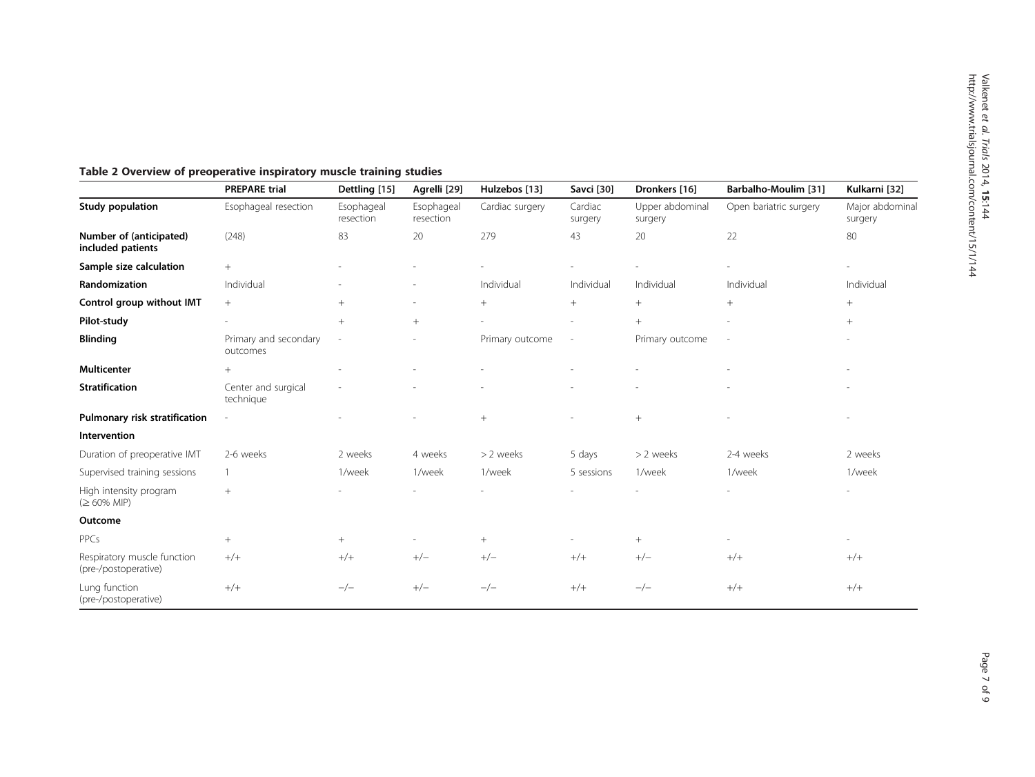**Table 2 Overview of preoperative inspiratory muscle training studies**

| | PREPARE trial | Dettling [15] | Agrelli [29] | Hulzebos [13] | Savci [30] | Dronkers [16] | Barbalho-Moulim [31] | Kulkarni [32] |
|---|---|---|---|---|---|---|---|---|
| **Study population** | Esophageal resection | Esophageal resection | Esophageal resection | Cardiac surgery | Cardiac surgery | Upper abdominal surgery | Open bariatric surgery | Major abdominal surgery |
| **Number of (anticipated) included patients** | (248) | 83 | 20 | 279 | 43 | 20 | 22 | 80 |
| **Sample size calculation** | + | - | - | - | - | - | - | - |
| **Randomization** | Individual | - | - | Individual | Individual | Individual | Individual | Individual |
| **Control group without IMT** | + | + | - | + | + | + | + | + |
| **Pilot-study** | - | + | + | - | - | + | - | + |
| **Blinding** | Primary and secondary outcomes | - | - | Primary outcome | - | Primary outcome | - | - |
| **Multicenter** | + | - | - | - | - | - | - | - |
| **Stratification** | Center and surgical technique | - | - | - | - | - | - | - |
| **Pulmonary risk stratification** | - | - | - | + | - | + | - | - |
| **Intervention** | | | | | | | | |
| Duration of preoperative IMT | 2-6 weeks | 2 weeks | 4 weeks | > 2 weeks | 5 days | > 2 weeks | 2-4 weeks | 2 weeks |
| Supervised training sessions | 1 | 1/week | 1/week | 1/week | 5 sessions | 1/week | 1/week | 1/week |
| High intensity program (≥ 60% MIP) | + | - | - | - | - | - | - | - |
| **Outcome** | | | | | | | | |
| PPCs | + | + | - | + | - | + | - | - |
| Respiratory muscle function (pre-/postoperative) | +/+ | +/+ | +/− | +/− | +/+ | +/− | +/+ | +/+ |
| Lung function (pre-/postoperative) | +/+ | −/− | +/− | −/− | +/+ | −/− | +/+ | +/+ |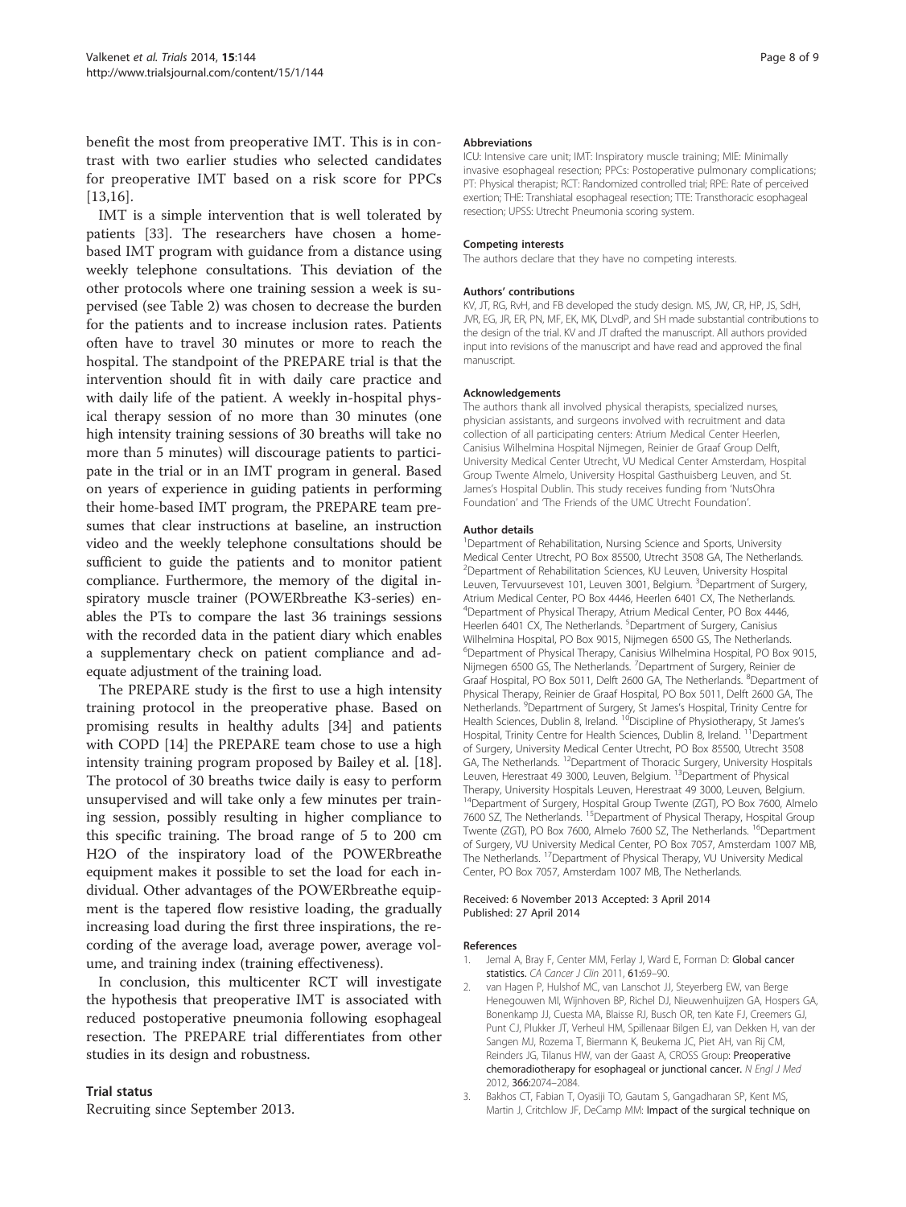benefit the most from preoperative IMT. This is in contrast with two earlier studies who selected candidates for preoperative IMT based on a risk score for PPCs [13,16].

IMT is a simple intervention that is well tolerated by patients [33]. The researchers have chosen a home-based IMT program with guidance from a distance using weekly telephone consultations. This deviation of the other protocols where one training session a week is supervised (see Table 2) was chosen to decrease the burden for the patients and to increase inclusion rates. Patients often have to travel 30 minutes or more to reach the hospital. The standpoint of the PREPARE trial is that the intervention should fit in with daily care practice and with daily life of the patient. A weekly in-hospital physical therapy session of no more than 30 minutes (one high intensity training sessions of 30 breaths will take no more than 5 minutes) will discourage patients to participate in the trial or in an IMT program in general. Based on years of experience in guiding patients in performing their home-based IMT program, the PREPARE team presumes that clear instructions at baseline, an instruction video and the weekly telephone consultations should be sufficient to guide the patients and to monitor patient compliance. Furthermore, the memory of the digital inspiratory muscle trainer (POWERbreathe K3-series) enables the PTs to compare the last 36 trainings sessions with the recorded data in the patient diary which enables a supplementary check on patient compliance and adequate adjustment of the training load.

The PREPARE study is the first to use a high intensity training protocol in the preoperative phase. Based on promising results in healthy adults [34] and patients with COPD [14] the PREPARE team chose to use a high intensity training program proposed by Bailey et al. [18]. The protocol of 30 breaths twice daily is easy to perform unsupervised and will take only a few minutes per training session, possibly resulting in higher compliance to this specific training. The broad range of 5 to 200 cm H2O of the inspiratory load of the POWERbreathe equipment makes it possible to set the load for each individual. Other advantages of the POWERbreathe equipment is the tapered flow resistive loading, the gradually increasing load during the first three inspirations, the recording of the average load, average power, average volume, and training index (training effectiveness).

In conclusion, this multicenter RCT will investigate the hypothesis that preoperative IMT is associated with reduced postoperative pneumonia following esophageal resection. The PREPARE trial differentiates from other studies in its design and robustness.

## Trial status

Recruiting since September 2013.

### Abbreviations

ICU: Intensive care unit; IMT: Inspiratory muscle training; MIE: Minimally invasive esophageal resection; PPCs: Postoperative pulmonary complications; PT: Physical therapist; RCT: Randomized controlled trial; RPE: Rate of perceived exertion; THE: Transhiatal esophageal resection; TTE: Transthoracic esophageal resection; UPSS: Utrecht Pneumonia scoring system.

### Competing interests

The authors declare that they have no competing interests.

### Authors' contributions

KV, JT, RG, RvH, and FB developed the study design. MS, JW, CR, HP, JS, SdH, JVR, EG, JR, ER, PN, MF, EK, MK, DLvdP, and SH made substantial contributions to the design of the trial. KV and JT drafted the manuscript. All authors provided input into revisions of the manuscript and have read and approved the final manuscript.

### Acknowledgements

The authors thank all involved physical therapists, specialized nurses, physician assistants, and surgeons involved with recruitment and data collection of all participating centers: Atrium Medical Center Heerlen, Canisius Wilhelmina Hospital Nijmegen, Reinier de Graaf Group Delft, University Medical Center Utrecht, VU Medical Center Amsterdam, Hospital Group Twente Almelo, University Hospital Gasthuisberg Leuven, and St. James's Hospital Dublin. This study receives funding from 'NutsOhra Foundation' and 'The Friends of the UMC Utrecht Foundation'.

### Author details

[1]Department of Rehabilitation, Nursing Science and Sports, University Medical Center Utrecht, PO Box 85500, Utrecht 3508 GA, The Netherlands. [2]Department of Rehabilitation Sciences, KU Leuven, University Hospital Leuven, Tervuursevest 101, Leuven 3001, Belgium. [3]Department of Surgery, Atrium Medical Center, PO Box 4446, Heerlen 6401 CX, The Netherlands. [4]Department of Physical Therapy, Atrium Medical Center, PO Box 4446, Heerlen 6401 CX, The Netherlands. [5]Department of Surgery, Canisius Wilhelmina Hospital, PO Box 9015, Nijmegen 6500 GS, The Netherlands. [6]Department of Physical Therapy, Canisius Wilhelmina Hospital, PO Box 9015, Nijmegen 6500 GS, The Netherlands. [7]Department of Surgery, Reinier de Graaf Hospital, PO Box 5011, Delft 2600 GA, The Netherlands. [8]Department of Physical Therapy, Reinier de Graaf Hospital, PO Box 5011, Delft 2600 GA, The Netherlands. [9]Department of Surgery, St James's Hospital, Trinity Centre for Health Sciences, Dublin 8, Ireland. [10]Discipline of Physiotherapy, St James's Hospital, Trinity Centre for Health Sciences, Dublin 8, Ireland. [11]Department of Surgery, University Medical Center Utrecht, PO Box 85500, Utrecht 3508 GA, The Netherlands. [12]Department of Thoracic Surgery, University Hospitals Leuven, Herestraat 49 3000, Leuven, Belgium. [13]Department of Physical Therapy, University Hospitals Leuven, Herestraat 49 3000, Leuven, Belgium. [14]Department of Surgery, Hospital Group Twente (ZGT), PO Box 7600, Almelo 7600 SZ, The Netherlands. [15]Department of Physical Therapy, Hospital Group Twente (ZGT), PO Box 7600, Almelo 7600 SZ, The Netherlands. [16]Department of Surgery, VU University Medical Center, PO Box 7057, Amsterdam 1007 MB, The Netherlands. [17]Department of Physical Therapy, VU University Medical Center, PO Box 7057, Amsterdam 1007 MB, The Netherlands.

Received: 6 November 2013 Accepted: 3 April 2014
Published: 27 April 2014

### References

1. Jemal A, Bray F, Center MM, Ferlay J, Ward E, Forman D: **Global cancer statistics.** *CA Cancer J Clin* 2011, **61:**69–90.
2. van Hagen P, Hulshof MC, van Lanschot JJ, Steyerberg EW, van Berge Henegouwen MI, Wijnhoven BP, Richel DJ, Nieuwenhuijzen GA, Hospers GA, Bonenkamp JJ, Cuesta MA, Blaisse RJ, Busch OR, ten Kate FJ, Creemers GJ, Punt CJ, Plukker JT, Verheul HM, Spillenaar Bilgen EJ, van Dekken H, van der Sangen MJ, Rozema T, Biermann K, Beukema JC, Piet AH, van Rij CM, Reinders JG, Tilanus HW, van der Gaast A, CROSS Group: **Preoperative chemoradiotherapy for esophageal or junctional cancer.** *N Engl J Med* 2012, **366:**2074–2084.
3. Bakhos CT, Fabian T, Oyasiji TO, Gautam S, Gangadharan SP, Kent MS, Martin J, Critchlow JF, DeCamp MM: **Impact of the surgical technique on**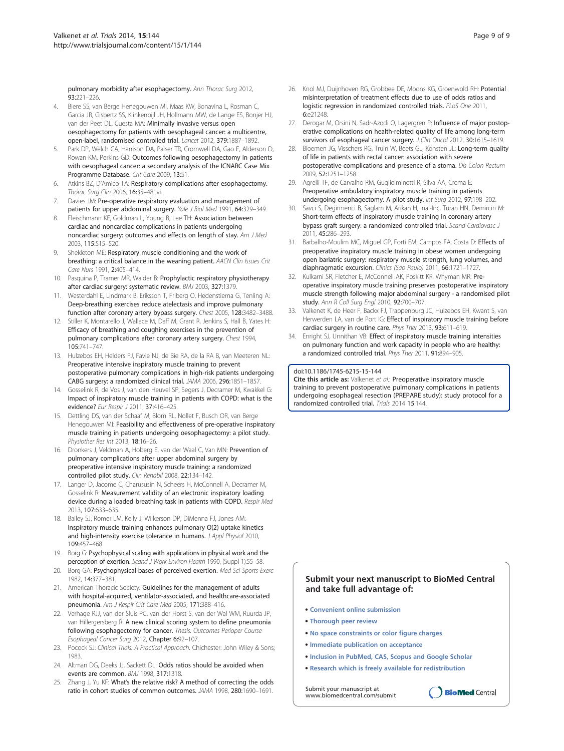pulmonary morbidity after esophagectomy. *Ann Thorac Surg* 2012, **93**:221–226.

4. Biere SS, van Berge Henegouwen MI, Maas KW, Bonavina L, Rosman C, Garcia JR, Gisbertz SS, Klinkenbijl JH, Hollmann MW, de Lange ES, Bonjer HJ, van der Peet DL, Cuesta MA: **Minimally invasive versus open oesophagectomy for patients with oesophageal cancer: a multicentre, open-label, randomised controlled trial.** *Lancet* 2012, **379**:1887–1892.
5. Park DP, Welch CA, Harrison DA, Palser TR, Cromwell DA, Gao F, Alderson D, Rowan KM, Perkins GD: **Outcomes following oesophagectomy in patients with oesophageal cancer: a secondary analysis of the ICNARC Case Mix Programme Database.** *Crit Care* 2009, **13**:S1.
6. Atkins BZ, D'Amico TA: **Respiratory complications after esophagectomy.** *Thorac Surg Clin* 2006, **16**:35–48. vi.
7. Davies JM: **Pre-operative respiratory evaluation and management of patients for upper abdominal surgery.** *Yale J Biol Med* 1991, **64**:329–349.
8. Fleischmann KE, Goldman L, Young B, Lee TH: **Association between cardiac and noncardiac complications in patients undergoing noncardiac surgery: outcomes and effects on length of stay.** *Am J Med* 2003, **115**:515–520.
9. Shekleton ME: **Respiratory muscle conditioning and the work of breathing: a critical balance in the weaning patient.** *AACN Clin Issues Crit Care Nurs* 1991, **2**:405–414.
10. Pasquina P, Tramer MR, Walder B: **Prophylactic respiratory physiotherapy after cardiac surgery: systematic review.** *BMJ* 2003, **327**:1379.
11. Westerdahl E, Lindmark B, Eriksson T, Friberg O, Hedenstierna G, Tenling A: **Deep-breathing exercises reduce atelectasis and improve pulmonary function after coronary artery bypass surgery.** *Chest* 2005, **128**:3482–3488.
12. Stiller K, Montarello J, Wallace M, Daff M, Grant R, Jenkins S, Hall B, Yates H: **Efficacy of breathing and coughing exercises in the prevention of pulmonary complications after coronary artery surgery.** *Chest* 1994, **105**:741–747.
13. Hulzebos EH, Helders PJ, Favie NJ, de Bie RA, de la RA B, van Meeteren NL: **Preoperative intensive inspiratory muscle training to prevent postoperative pulmonary complications in high-risk patients undergoing CABG surgery: a randomized clinical trial.** *JAMA* 2006, **296**:1851–1857.
14. Gosselink R, de Vos J, van den Heuvel SP, Segers J, Decramer M, Kwakkel G: **Impact of inspiratory muscle training in patients with COPD: what is the evidence?** *Eur Respir J* 2011, **37**:416–425.
15. Dettling DS, van der Schaaf M, Blom RL, Nollet F, Busch OR, van Berge Henegouwen MI: **Feasibility and effectiveness of pre-operative inspiratory muscle training in patients undergoing oesophagectomy: a pilot study.** *Physiother Res Int* 2013, **18**:16–26.
16. Dronkers J, Veldman A, Hoberg E, van der Waal C, Van MN: **Prevention of pulmonary complications after upper abdominal surgery by preoperative intensive inspiratory muscle training: a randomized controlled pilot study.** *Clin Rehabil* 2008, **22**:134–142.
17. Langer D, Jacome C, Charususin N, Scheers H, McConnell A, Decramer M, Gosselink R: **Measurement validity of an electronic inspiratory loading device during a loaded breathing task in patients with COPD.** *Respir Med* 2013, **107**:633–635.
18. Bailey SJ, Romer LM, Kelly J, Wilkerson DP, DiMenna FJ, Jones AM: **Inspiratory muscle training enhances pulmonary O(2) uptake kinetics and high-intensity exercise tolerance in humans.** *J Appl Physiol* 2010, **109**:457–468.
19. Borg G: **Psychophysical scaling with applications in physical work and the perception of exertion.** *Scand J Work Environ Health* 1990, (Suppl 1):55–58.
20. Borg GA: **Psychophysical bases of perceived exertion.** *Med Sci Sports Exerc* 1982, **14**:377–381.
21. American Thoracic Society: **Guidelines for the management of adults with hospital-acquired, ventilator-associated, and healthcare-associated pneumonia.** *Am J Respir Crit Care Med* 2005, **171**:388–416.
22. Verhage RJJ, van der Sluis PC, van der Horst S, van der Wal WM, Ruurda JP, van Hillergersberg R: **A new clinical scoring system to define pneumonia following esophagectomy for cancer.** *Thesis: Outcomes Perioper Course Esophageal Cancer Surg* 2012, **Chapter 6**:92–107.
23. Pocock SJ: *Clinical Trials: A Practical Approach.* Chichester: John Wiley & Sons; 1983.
24. Altman DG, Deeks JJ, Sackett DL: **Odds ratios should be avoided when events are common.** *BMJ* 1998, **317**:1318.
25. Zhang J, Yu KF: **What's the relative risk? A method of correcting the odds ratio in cohort studies of common outcomes.** *JAMA* 1998, **280**:1690–1691.
26. Knol MJ, Duijnhoven RG, Grobbee DE, Moons KG, Groenwold RH: **Potential misinterpretation of treatment effects due to use of odds ratios and logistic regression in randomized controlled trials.** *PLoS One* 2011, **6**:e21248.
27. Derogar M, Orsini N, Sadr-Azodi O, Lagergren P: **Influence of major postoperative complications on health-related quality of life among long-term survivors of esophageal cancer surgery.** *J Clin Oncol* 2012, **30**:1615–1619.
28. Bloemen JG, Visschers RG, Truin W, Beets GL, Konsten JL: **Long-term quality of life in patients with rectal cancer: association with severe postoperative complications and presence of a stoma.** *Dis Colon Rectum* 2009, **52**:1251–1258.
29. Agrelli TF, de Carvalho RM, Guglielminetti R, Silva AA, Crema E: **Preoperative ambulatory inspiratory muscle training in patients undergoing esophagectomy. A pilot study.** *Int Surg* 2012, **97**:198–202.
30. Savci S, Degirmenci B, Saglam M, Arikan H, Inal-Inc, Turan HN, Demircin M: **Short-term effects of inspiratory muscle training in coronary artery bypass graft surgery: a randomized controlled trial.** *Scand Cardiovasc J* 2011, **45**:286–293.
31. Barbalho-Moulim MC, Miguel GP, Forti EM, Campos FA, Costa D: **Effects of preoperative inspiratory muscle training in obese women undergoing open bariatric surgery: respiratory muscle strength, lung volumes, and diaphragmatic excursion.** *Clinics (Sao Paulo)* 2011, **66**:1721–1727.
32. Kulkarni SR, Fletcher E, McConnell AK, Poskitt KR, Whyman MR: **Pre-operative inspiratory muscle training preserves postoperative inspiratory muscle strength following major abdominal surgery - a randomised pilot study.** *Ann R Coll Surg Engl* 2010, **92**:700–707.
33. Valkenet K, de Heer F, Backx FJ, Trappenburg JC, Hulzebos EH, Kwant S, van Herwerden LA, de Port IG: **Effect of inspiratory muscle training before cardiac surgery in routine care.** *Phys Ther* 2013, **93**:611–619.
34. Enright SJ, Unnithan VB: **Effect of inspiratory muscle training intensities on pulmonary function and work capacity in people who are healthy: a randomized controlled trial.** *Phys Ther* 2011, **91**:894–905.

doi:10.1186/1745-6215-15-144
**Cite this article as:** Valkenet *et al.*: Preoperative inspiratory muscle training to prevent postoperative pulmonary complications in patients undergoing esophageal resection (PREPARE study): study protocol for a randomized controlled trial. *Trials* 2014 **15**:144.

**Submit your next manuscript to BioMed Central and take full advantage of:**

- **Convenient online submission**
- **Thorough peer review**
- **No space constraints or color figure charges**
- **Immediate publication on acceptance**
- **Inclusion in PubMed, CAS, Scopus and Google Scholar**
- **Research which is freely available for redistribution**

Submit your manuscript at
www.biomedcentral.com/submit

BioMed Central